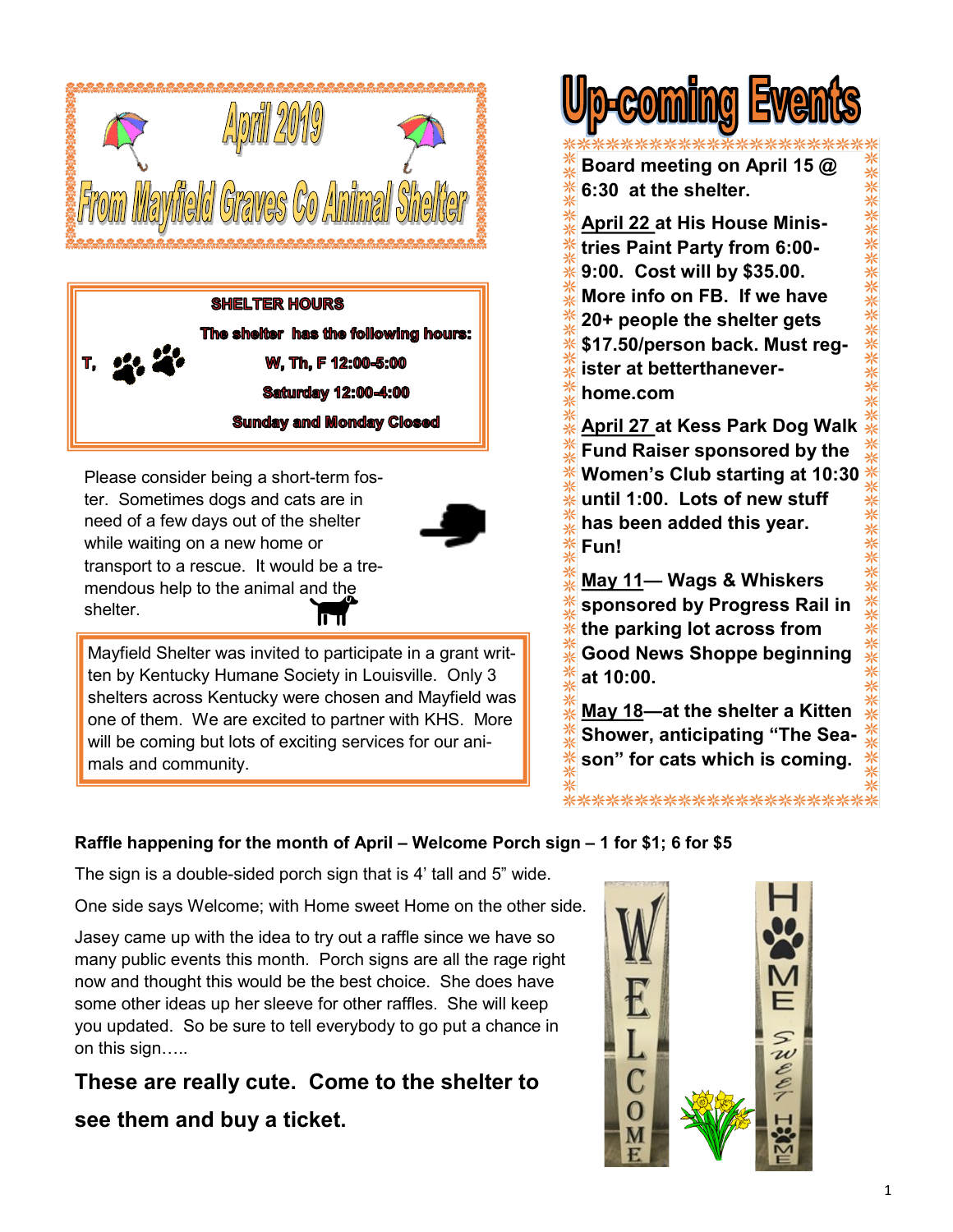# April 2019

# From Mayfield Graves Co Animal Shelter

**SHELTER HOURS**

**The shelter has the following hours:**

**T, W, Th, F 12:00-5:00**

**Saturday 12:00-4:00**

**Sunday and Monday Closed**

Please consider being a short-term foster. Sometimes dogs and cats are in need of a few days out of the shelter while waiting on a new home or transport to a rescue. It would be a tremendous help to the animal and the shelter.

Mayfield Shelter was invited to participate in a grant written by Kentucky Humane Society in Louisville. Only 3 shelters across Kentucky were chosen and Mayfield was one of them. We are excited to partner with KHS. More will be coming but lots of exciting services for our animals and community.

# Up-coming Events

**Board meeting on April 15 @ 6:30 at the shelter.**

**<u>April 22</u> at His House Ministries Paint Party from 6:00-9:00. Cost will by $35.00. More info on FB. If we have 20+ people the shelter gets $17.50/person back. Must register at betterthanever-home.com**

**<u>April 27</u> at Kess Park Dog Walk Fund Raiser sponsored by the Women's Club starting at 10:30 until 1:00. Lots of new stuff has been added this year. Fun!**

**<u>May 11</u>— Wags & Whiskers sponsored by Progress Rail in the parking lot across from Good News Shoppe beginning at 10:00.**

**<u>May 18</u>—at the shelter a Kitten Shower, anticipating "The Season" for cats which is coming.**

**Raffle happening for the month of April – Welcome Porch sign – 1 for $1; 6 for $5**

The sign is a double-sided porch sign that is 4' tall and 5" wide.

One side says Welcome; with Home sweet Home on the other side.

Jasey came up with the idea to try out a raffle since we have so many public events this month. Porch signs are all the rage right now and thought this would be the best choice. She does have some other ideas up her sleeve for other raffles. She will keep you updated. So be sure to tell everybody to go put a chance in on this sign…..

**These are really cute. Come to the shelter to see them and buy a ticket.**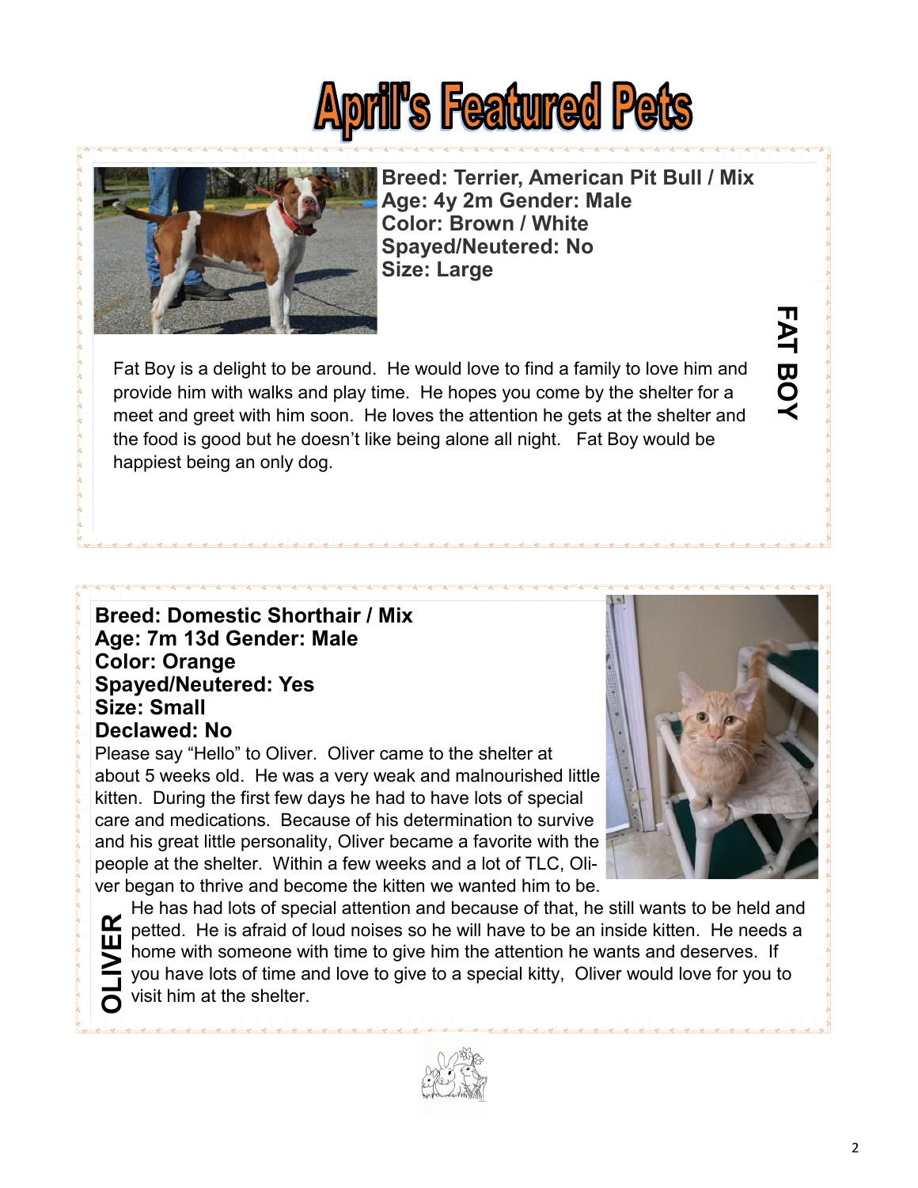# April's Featured Pets

## FAT BOY

**Breed: Terrier, American Pit Bull / Mix**
**Age: 4y 2m Gender: Male**
**Color: Brown / White**
**Spayed/Neutered: No**
**Size: Large**

Fat Boy is a delight to be around. He would love to find a family to love him and provide him with walks and play time. He hopes you come by the shelter for a meet and greet with him soon. He loves the attention he gets at the shelter and the food is good but he doesn't like being alone all night. Fat Boy would be happiest being an only dog.

## OLIVER

**Breed: Domestic Shorthair / Mix**
**Age: 7m 13d Gender: Male**
**Color: Orange**
**Spayed/Neutered: Yes**
**Size: Small**
**Declawed: No**

Please say "Hello" to Oliver. Oliver came to the shelter at about 5 weeks old. He was a very weak and malnourished little kitten. During the first few days he had to have lots of special care and medications. Because of his determination to survive and his great little personality, Oliver became a favorite with the people at the shelter. Within a few weeks and a lot of TLC, Oliver began to thrive and become the kitten we wanted him to be. He has had lots of special attention and because of that, he still wants to be held and petted. He is afraid of loud noises so he will have to be an inside kitten. He needs a home with someone with time to give him the attention he wants and deserves. If you have lots of time and love to give to a special kitty, Oliver would love for you to visit him at the shelter.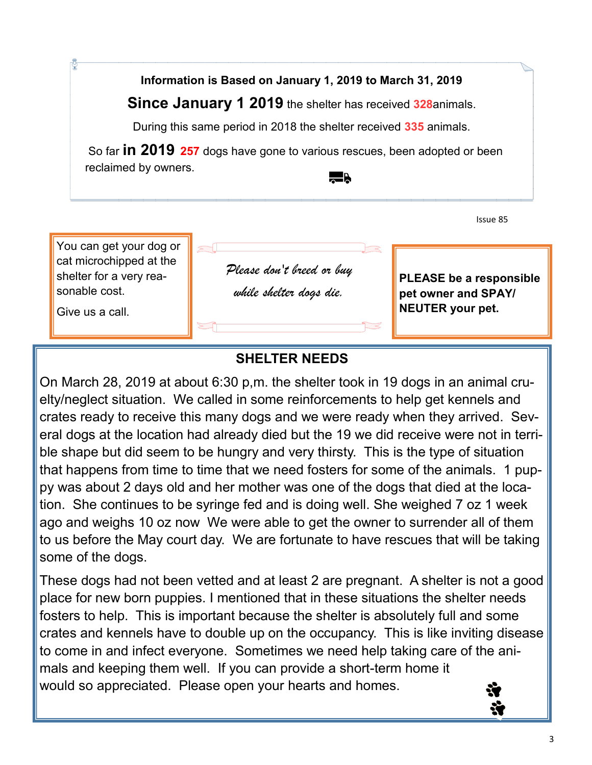**Information is Based on January 1, 2019 to March 31, 2019**

**Since January 1 2019** the shelter has received **328**animals.

During this same period in 2018 the shelter received **335** animals.

So far **in 2019** **257** dogs have gone to various rescues, been adopted or been reclaimed by owners.

You can get your dog or cat microchipped at the shelter for a very reasonable cost.

Give us a call.

*Please don't breed or buy while shelter dogs die.*

**PLEASE be a responsible pet owner and SPAY/ NEUTER your pet.**

## SHELTER NEEDS

On March 28, 2019 at about 6:30 p,m. the shelter took in 19 dogs in an animal cruelty/neglect situation. We called in some reinforcements to help get kennels and crates ready to receive this many dogs and we were ready when they arrived. Several dogs at the location had already died but the 19 we did receive were not in terrible shape but did seem to be hungry and very thirsty. This is the type of situation that happens from time to time that we need fosters for some of the animals. 1 puppy was about 2 days old and her mother was one of the dogs that died at the location. She continues to be syringe fed and is doing well. She weighed 7 oz 1 week ago and weighs 10 oz now We were able to get the owner to surrender all of them to us before the May court day. We are fortunate to have rescues that will be taking some of the dogs.

These dogs had not been vetted and at least 2 are pregnant. A shelter is not a good place for new born puppies. I mentioned that in these situations the shelter needs fosters to help. This is important because the shelter is absolutely full and some crates and kennels have to double up on the occupancy. This is like inviting disease to come in and infect everyone. Sometimes we need help taking care of the animals and keeping them well. If you can provide a short-term home it would so appreciated. Please open your hearts and homes.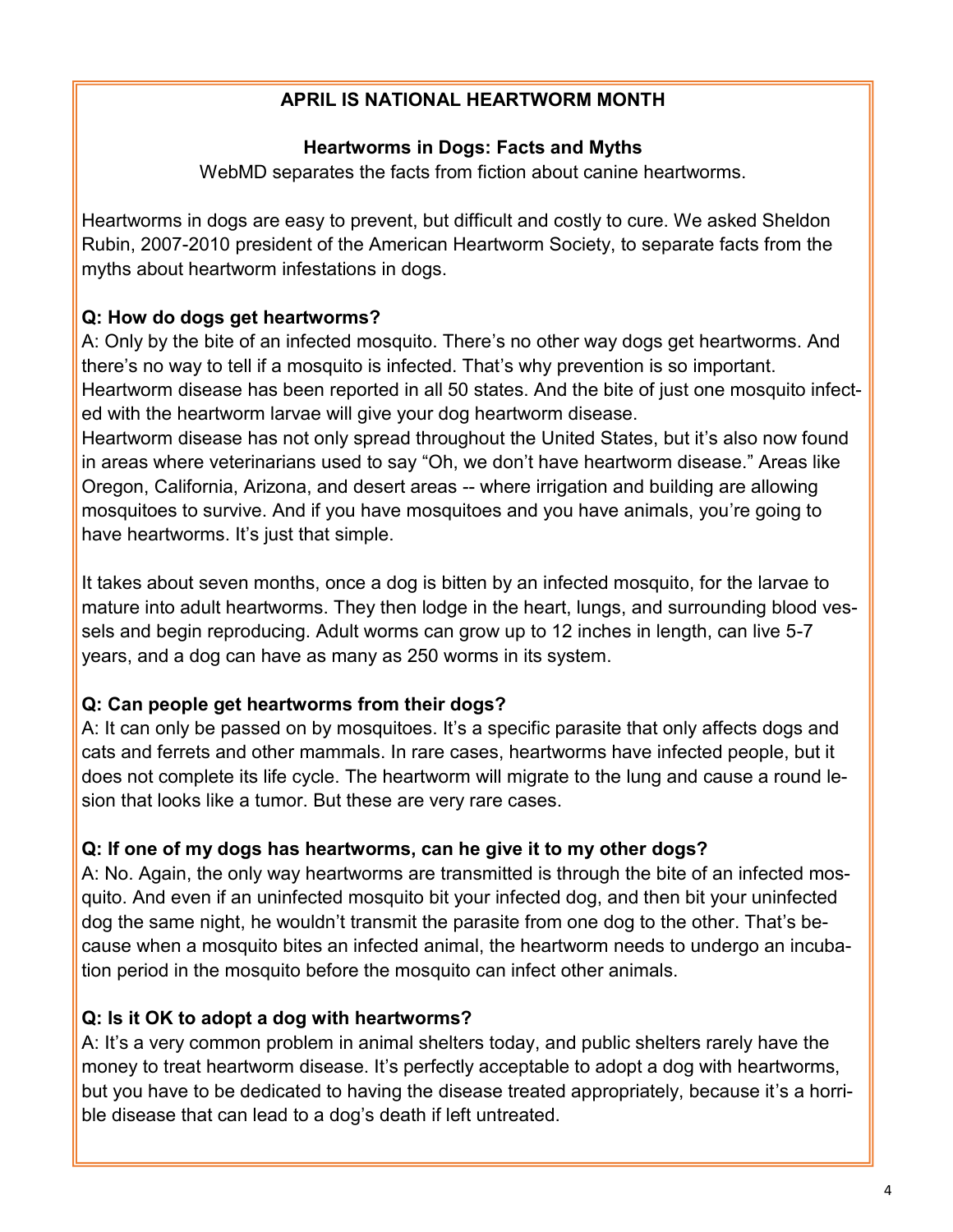## APRIL IS NATIONAL HEARTWORM MONTH

### Heartworms in Dogs: Facts and Myths

WebMD separates the facts from fiction about canine heartworms.

Heartworms in dogs are easy to prevent, but difficult and costly to cure. We asked Sheldon Rubin, 2007-2010 president of the American Heartworm Society, to separate facts from the myths about heartworm infestations in dogs.

**Q: How do dogs get heartworms?**

A: Only by the bite of an infected mosquito. There's no other way dogs get heartworms. And there's no way to tell if a mosquito is infected. That's why prevention is so important. Heartworm disease has been reported in all 50 states. And the bite of just one mosquito infected with the heartworm larvae will give your dog heartworm disease.

Heartworm disease has not only spread throughout the United States, but it's also now found in areas where veterinarians used to say "Oh, we don't have heartworm disease." Areas like Oregon, California, Arizona, and desert areas -- where irrigation and building are allowing mosquitoes to survive. And if you have mosquitoes and you have animals, you're going to have heartworms. It's just that simple.

It takes about seven months, once a dog is bitten by an infected mosquito, for the larvae to mature into adult heartworms. They then lodge in the heart, lungs, and surrounding blood vessels and begin reproducing. Adult worms can grow up to 12 inches in length, can live 5-7 years, and a dog can have as many as 250 worms in its system.

**Q: Can people get heartworms from their dogs?**

A: It can only be passed on by mosquitoes. It's a specific parasite that only affects dogs and cats and ferrets and other mammals. In rare cases, heartworms have infected people, but it does not complete its life cycle. The heartworm will migrate to the lung and cause a round lesion that looks like a tumor. But these are very rare cases.

**Q: If one of my dogs has heartworms, can he give it to my other dogs?**

A: No. Again, the only way heartworms are transmitted is through the bite of an infected mosquito. And even if an uninfected mosquito bit your infected dog, and then bit your uninfected dog the same night, he wouldn't transmit the parasite from one dog to the other. That's because when a mosquito bites an infected animal, the heartworm needs to undergo an incubation period in the mosquito before the mosquito can infect other animals.

**Q: Is it OK to adopt a dog with heartworms?**

A: It's a very common problem in animal shelters today, and public shelters rarely have the money to treat heartworm disease. It's perfectly acceptable to adopt a dog with heartworms, but you have to be dedicated to having the disease treated appropriately, because it's a horrible disease that can lead to a dog's death if left untreated.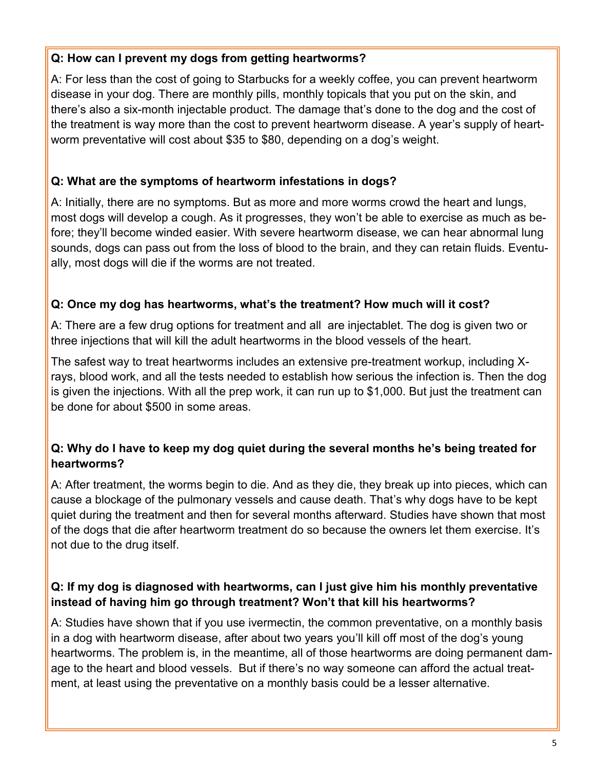**Q: How can I prevent my dogs from getting heartworms?**

A: For less than the cost of going to Starbucks for a weekly coffee, you can prevent heartworm disease in your dog. There are monthly pills, monthly topicals that you put on the skin, and there's also a six-month injectable product. The damage that's done to the dog and the cost of the treatment is way more than the cost to prevent heartworm disease. A year's supply of heartworm preventative will cost about $35 to $80, depending on a dog's weight.

**Q: What are the symptoms of heartworm infestations in dogs?**

A: Initially, there are no symptoms. But as more and more worms crowd the heart and lungs, most dogs will develop a cough. As it progresses, they won't be able to exercise as much as before; they'll become winded easier. With severe heartworm disease, we can hear abnormal lung sounds, dogs can pass out from the loss of blood to the brain, and they can retain fluids. Eventually, most dogs will die if the worms are not treated.

**Q: Once my dog has heartworms, what's the treatment? How much will it cost?**

A: There are a few drug options for treatment and all are injectablet. The dog is given two or three injections that will kill the adult heartworms in the blood vessels of the heart.

The safest way to treat heartworms includes an extensive pre-treatment workup, including X-rays, blood work, and all the tests needed to establish how serious the infection is. Then the dog is given the injections. With all the prep work, it can run up to $1,000. But just the treatment can be done for about $500 in some areas.

**Q: Why do I have to keep my dog quiet during the several months he's being treated for heartworms?**

A: After treatment, the worms begin to die. And as they die, they break up into pieces, which can cause a blockage of the pulmonary vessels and cause death. That's why dogs have to be kept quiet during the treatment and then for several months afterward. Studies have shown that most of the dogs that die after heartworm treatment do so because the owners let them exercise. It's not due to the drug itself.

**Q: If my dog is diagnosed with heartworms, can I just give him his monthly preventative instead of having him go through treatment? Won't that kill his heartworms?**

A: Studies have shown that if you use ivermectin, the common preventative, on a monthly basis in a dog with heartworm disease, after about two years you'll kill off most of the dog's young heartworms. The problem is, in the meantime, all of those heartworms are doing permanent damage to the heart and blood vessels. But if there's no way someone can afford the actual treatment, at least using the preventative on a monthly basis could be a lesser alternative.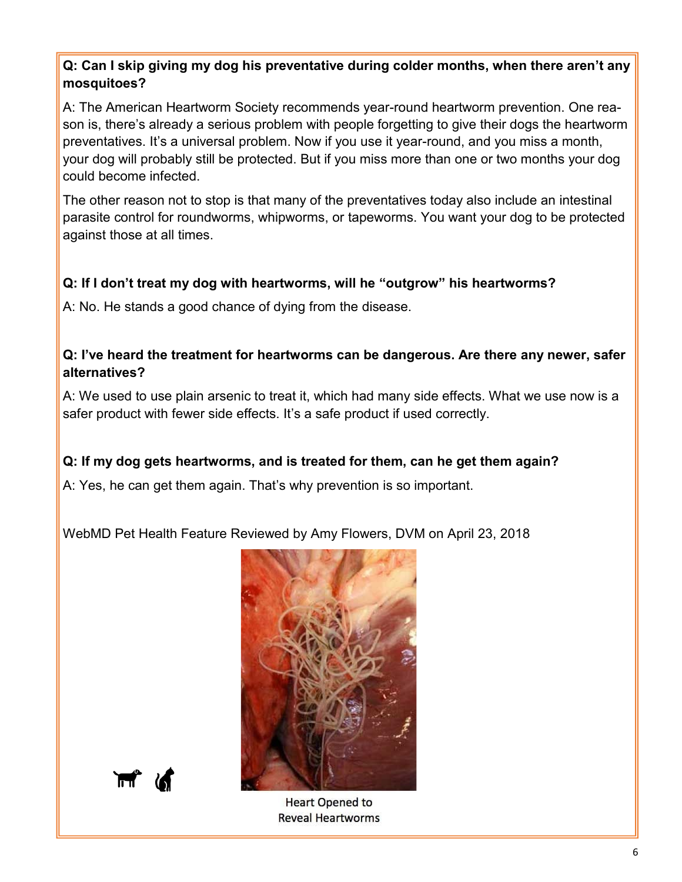**Q: Can I skip giving my dog his preventative during colder months, when there aren't any mosquitoes?**

A: The American Heartworm Society recommends year-round heartworm prevention. One reason is, there's already a serious problem with people forgetting to give their dogs the heartworm preventatives. It's a universal problem. Now if you use it year-round, and you miss a month, your dog will probably still be protected. But if you miss more than one or two months your dog could become infected.

The other reason not to stop is that many of the preventatives today also include an intestinal parasite control for roundworms, whipworms, or tapeworms. You want your dog to be protected against those at all times.

**Q: If I don't treat my dog with heartworms, will he "outgrow" his heartworms?**

A: No. He stands a good chance of dying from the disease.

**Q: I've heard the treatment for heartworms can be dangerous. Are there any newer, safer alternatives?**

A: We used to use plain arsenic to treat it, which had many side effects. What we use now is a safer product with fewer side effects. It's a safe product if used correctly.

**Q: If my dog gets heartworms, and is treated for them, can he get them again?**

A: Yes, he can get them again. That's why prevention is so important.

WebMD Pet Health Feature Reviewed by Amy Flowers, DVM on April 23, 2018

Heart Opened to Reveal Heartworms